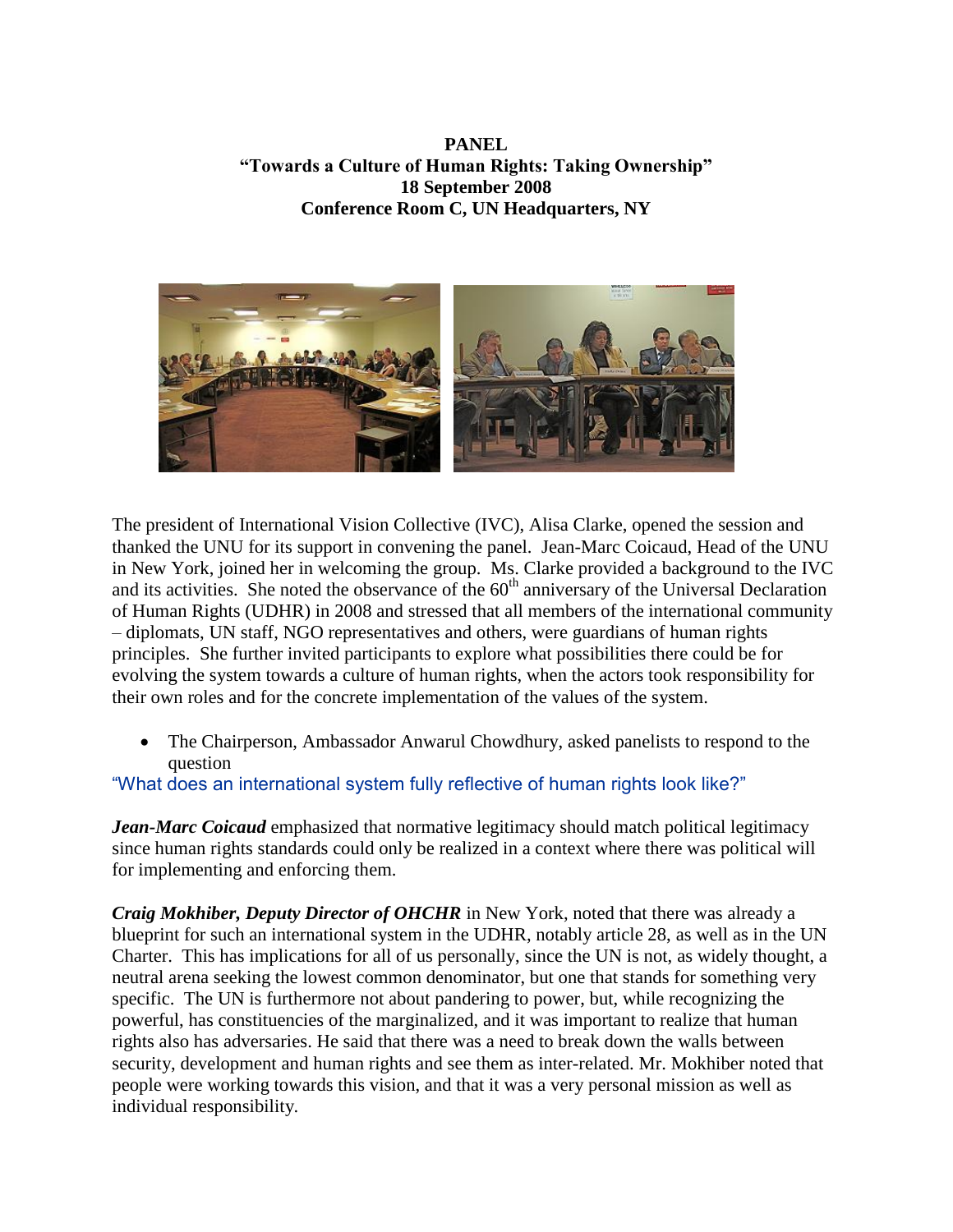**PANEL**
**"Towards a Culture of Human Rights: Taking Ownership"**
**18 September 2008**
**Conference Room C, UN Headquarters, NY**

The president of International Vision Collective (IVC), Alisa Clarke, opened the session and thanked the UNU for its support in convening the panel. Jean-Marc Coicaud, Head of the UNU in New York, joined her in welcoming the group. Ms. Clarke provided a background to the IVC and its activities. She noted the observance of the 60th anniversary of the Universal Declaration of Human Rights (UDHR) in 2008 and stressed that all members of the international community – diplomats, UN staff, NGO representatives and others, were guardians of human rights principles. She further invited participants to explore what possibilities there could be for evolving the system towards a culture of human rights, when the actors took responsibility for their own roles and for the concrete implementation of the values of the system.

- The Chairperson, Ambassador Anwarul Chowdhury, asked panelists to respond to the question

"What does an international system fully reflective of human rights look like?"

***Jean-Marc Coicaud*** emphasized that normative legitimacy should match political legitimacy since human rights standards could only be realized in a context where there was political will for implementing and enforcing them.

***Craig Mokhiber, Deputy Director of OHCHR*** in New York, noted that there was already a blueprint for such an international system in the UDHR, notably article 28, as well as in the UN Charter. This has implications for all of us personally, since the UN is not, as widely thought, a neutral arena seeking the lowest common denominator, but one that stands for something very specific. The UN is furthermore not about pandering to power, but, while recognizing the powerful, has constituencies of the marginalized, and it was important to realize that human rights also has adversaries. He said that there was a need to break down the walls between security, development and human rights and see them as inter-related. Mr. Mokhiber noted that people were working towards this vision, and that it was a very personal mission as well as individual responsibility.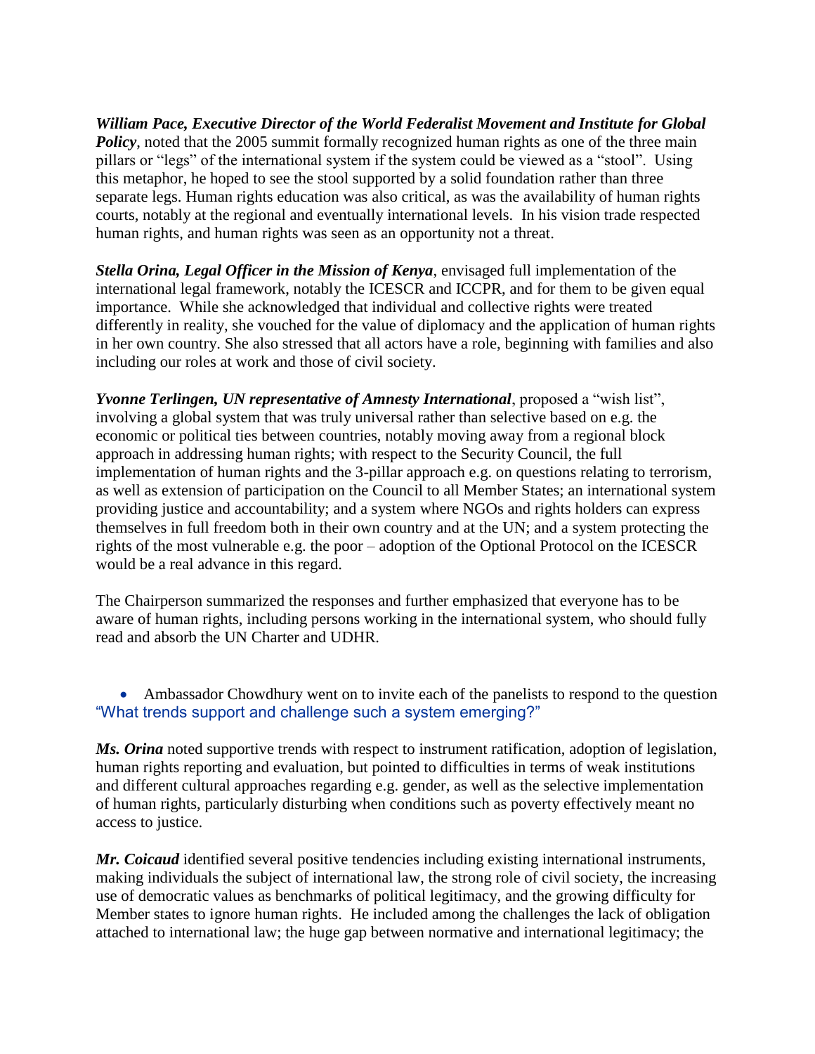***William Pace, Executive Director of the World Federalist Movement and Institute for Global Policy***, noted that the 2005 summit formally recognized human rights as one of the three main pillars or "legs" of the international system if the system could be viewed as a "stool". Using this metaphor, he hoped to see the stool supported by a solid foundation rather than three separate legs. Human rights education was also critical, as was the availability of human rights courts, notably at the regional and eventually international levels. In his vision trade respected human rights, and human rights was seen as an opportunity not a threat.

***Stella Orina, Legal Officer in the Mission of Kenya***, envisaged full implementation of the international legal framework, notably the ICESCR and ICCPR, and for them to be given equal importance. While she acknowledged that individual and collective rights were treated differently in reality, she vouched for the value of diplomacy and the application of human rights in her own country. She also stressed that all actors have a role, beginning with families and also including our roles at work and those of civil society.

***Yvonne Terlingen, UN representative of Amnesty International***, proposed a "wish list", involving a global system that was truly universal rather than selective based on e.g. the economic or political ties between countries, notably moving away from a regional block approach in addressing human rights; with respect to the Security Council, the full implementation of human rights and the 3-pillar approach e.g. on questions relating to terrorism, as well as extension of participation on the Council to all Member States; an international system providing justice and accountability; and a system where NGOs and rights holders can express themselves in full freedom both in their own country and at the UN; and a system protecting the rights of the most vulnerable e.g. the poor – adoption of the Optional Protocol on the ICESCR would be a real advance in this regard.

The Chairperson summarized the responses and further emphasized that everyone has to be aware of human rights, including persons working in the international system, who should fully read and absorb the UN Charter and UDHR.

- Ambassador Chowdhury went on to invite each of the panelists to respond to the question "What trends support and challenge such a system emerging?"

***Ms. Orina*** noted supportive trends with respect to instrument ratification, adoption of legislation, human rights reporting and evaluation, but pointed to difficulties in terms of weak institutions and different cultural approaches regarding e.g. gender, as well as the selective implementation of human rights, particularly disturbing when conditions such as poverty effectively meant no access to justice.

***Mr. Coicaud*** identified several positive tendencies including existing international instruments, making individuals the subject of international law, the strong role of civil society, the increasing use of democratic values as benchmarks of political legitimacy, and the growing difficulty for Member states to ignore human rights. He included among the challenges the lack of obligation attached to international law; the huge gap between normative and international legitimacy; the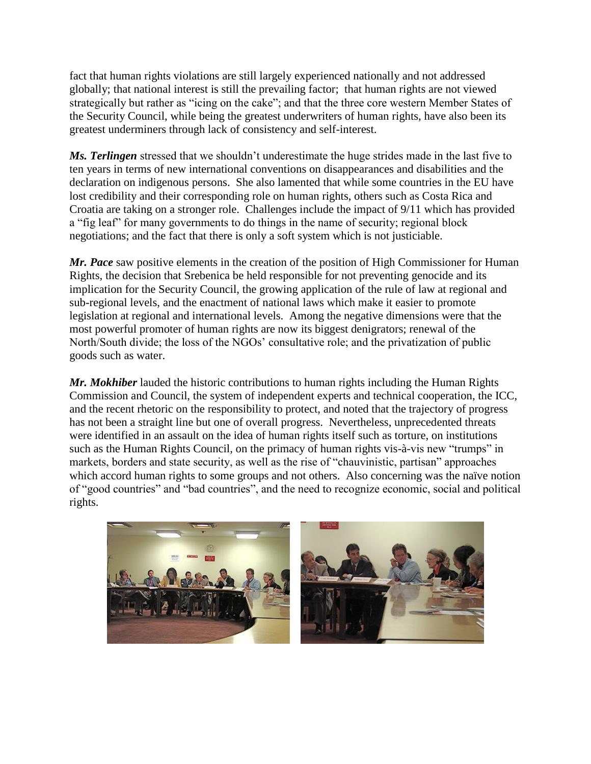fact that human rights violations are still largely experienced nationally and not addressed globally; that national interest is still the prevailing factor; that human rights are not viewed strategically but rather as "icing on the cake"; and that the three core western Member States of the Security Council, while being the greatest underwriters of human rights, have also been its greatest underminers through lack of consistency and self-interest.

***Ms. Terlingen*** stressed that we shouldn't underestimate the huge strides made in the last five to ten years in terms of new international conventions on disappearances and disabilities and the declaration on indigenous persons. She also lamented that while some countries in the EU have lost credibility and their corresponding role on human rights, others such as Costa Rica and Croatia are taking on a stronger role. Challenges include the impact of 9/11 which has provided a "fig leaf" for many governments to do things in the name of security; regional block negotiations; and the fact that there is only a soft system which is not justiciable.

***Mr. Pace*** saw positive elements in the creation of the position of High Commissioner for Human Rights, the decision that Srebenica be held responsible for not preventing genocide and its implication for the Security Council, the growing application of the rule of law at regional and sub-regional levels, and the enactment of national laws which make it easier to promote legislation at regional and international levels. Among the negative dimensions were that the most powerful promoter of human rights are now its biggest denigrators; renewal of the North/South divide; the loss of the NGOs' consultative role; and the privatization of public goods such as water.

***Mr. Mokhiber*** lauded the historic contributions to human rights including the Human Rights Commission and Council, the system of independent experts and technical cooperation, the ICC, and the recent rhetoric on the responsibility to protect, and noted that the trajectory of progress has not been a straight line but one of overall progress. Nevertheless, unprecedented threats were identified in an assault on the idea of human rights itself such as torture, on institutions such as the Human Rights Council, on the primacy of human rights vis-à-vis new "trumps" in markets, borders and state security, as well as the rise of "chauvinistic, partisan" approaches which accord human rights to some groups and not others. Also concerning was the naïve notion of "good countries" and "bad countries", and the need to recognize economic, social and political rights.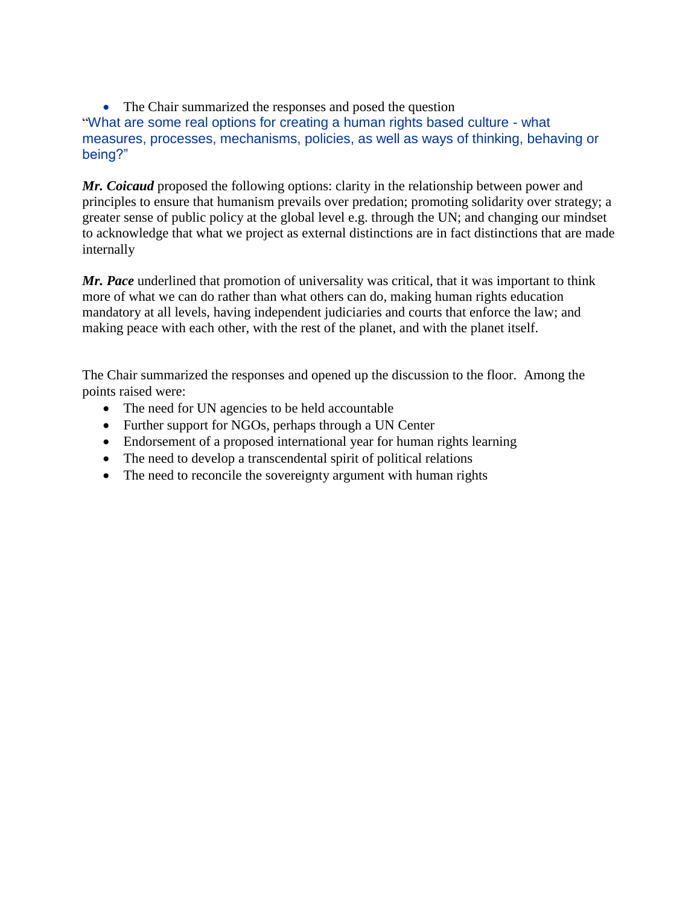- The Chair summarized the responses and posed the question

"What are some real options for creating a human rights based culture - what measures, processes, mechanisms, policies, as well as ways of thinking, behaving or being?"

***Mr. Coicaud*** proposed the following options: clarity in the relationship between power and principles to ensure that humanism prevails over predation; promoting solidarity over strategy; a greater sense of public policy at the global level e.g. through the UN; and changing our mindset to acknowledge that what we project as external distinctions are in fact distinctions that are made internally

***Mr. Pace*** underlined that promotion of universality was critical, that it was important to think more of what we can do rather than what others can do, making human rights education mandatory at all levels, having independent judiciaries and courts that enforce the law; and making peace with each other, with the rest of the planet, and with the planet itself.

The Chair summarized the responses and opened up the discussion to the floor. Among the points raised were:

- The need for UN agencies to be held accountable
- Further support for NGOs, perhaps through a UN Center
- Endorsement of a proposed international year for human rights learning
- The need to develop a transcendental spirit of political relations
- The need to reconcile the sovereignty argument with human rights